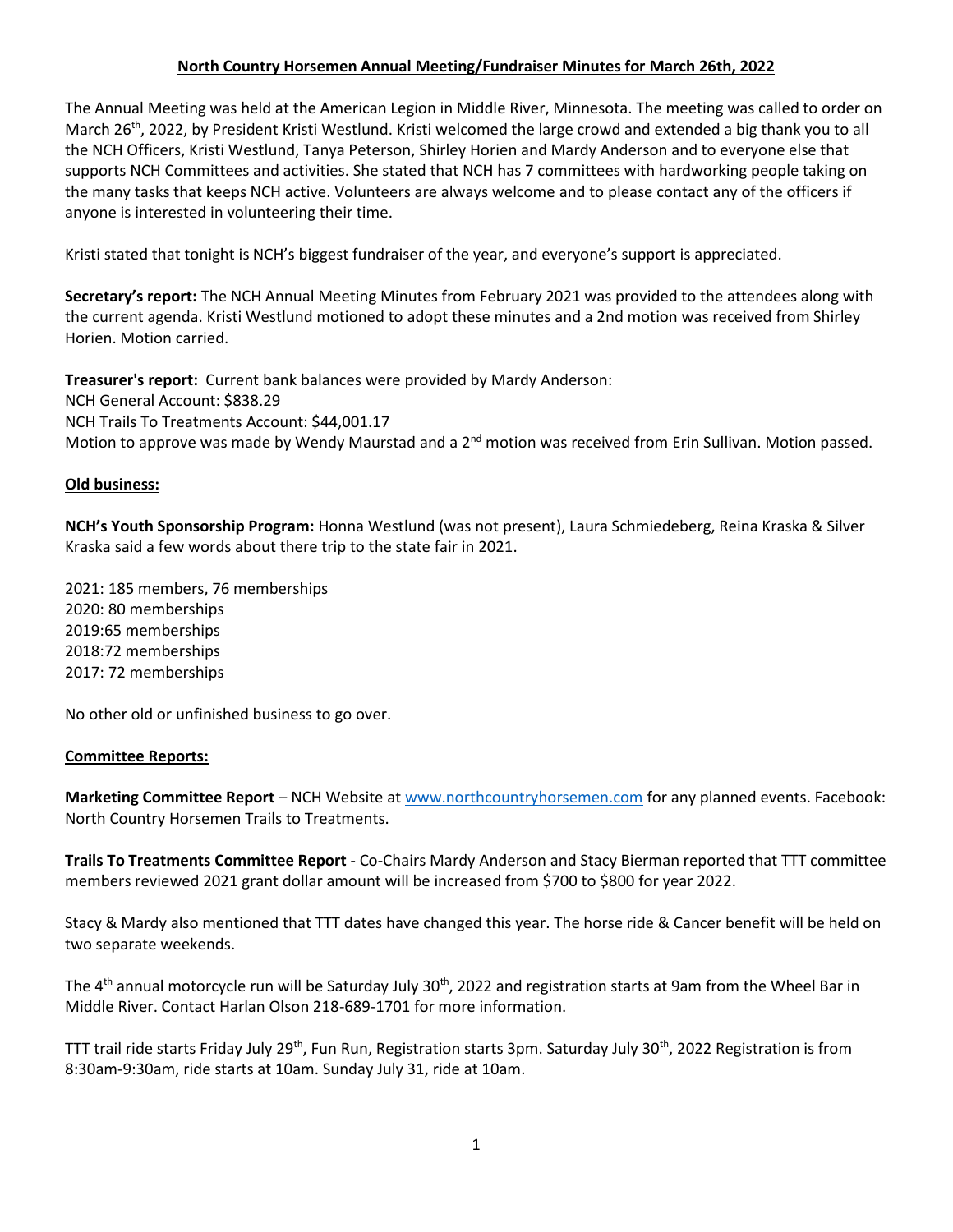**North Country Horsemen Annual Meeting/Fundraiser Minutes for March 26th, 2022**

The Annual Meeting was held at the American Legion in Middle River, Minnesota. The meeting was called to order on March 26th, 2022, by President Kristi Westlund. Kristi welcomed the large crowd and extended a big thank you to all the NCH Officers, Kristi Westlund, Tanya Peterson, Shirley Horien and Mardy Anderson and to everyone else that supports NCH Committees and activities. She stated that NCH has 7 committees with hardworking people taking on the many tasks that keeps NCH active. Volunteers are always welcome and to please contact any of the officers if anyone is interested in volunteering their time.

Kristi stated that tonight is NCH's biggest fundraiser of the year, and everyone's support is appreciated.

**Secretary's report:** The NCH Annual Meeting Minutes from February 2021 was provided to the attendees along with the current agenda. Kristi Westlund motioned to adopt these minutes and a 2nd motion was received from Shirley Horien. Motion carried.

**Treasurer's report:** Current bank balances were provided by Mardy Anderson:
NCH General Account: $838.29
NCH Trails To Treatments Account: $44,001.17
Motion to approve was made by Wendy Maurstad and a 2nd motion was received from Erin Sullivan. Motion passed.

**Old business:**

**NCH's Youth Sponsorship Program:** Honna Westlund (was not present), Laura Schmiedeberg, Reina Kraska & Silver Kraska said a few words about there trip to the state fair in 2021.

2021: 185 members, 76 memberships
2020: 80 memberships
2019:65 memberships
2018:72 memberships
2017: 72 memberships

No other old or unfinished business to go over.

**Committee Reports:**

**Marketing Committee Report** – NCH Website at www.northcountryhorsemen.com for any planned events. Facebook: North Country Horsemen Trails to Treatments.

**Trails To Treatments Committee Report** - Co-Chairs Mardy Anderson and Stacy Bierman reported that TTT committee members reviewed 2021 grant dollar amount will be increased from $700 to $800 for year 2022.

Stacy & Mardy also mentioned that TTT dates have changed this year. The horse ride & Cancer benefit will be held on two separate weekends.

The 4th annual motorcycle run will be Saturday July 30th, 2022 and registration starts at 9am from the Wheel Bar in Middle River. Contact Harlan Olson 218-689-1701 for more information.

TTT trail ride starts Friday July 29th, Fun Run, Registration starts 3pm. Saturday July 30th, 2022 Registration is from 8:30am-9:30am, ride starts at 10am. Sunday July 31, ride at 10am.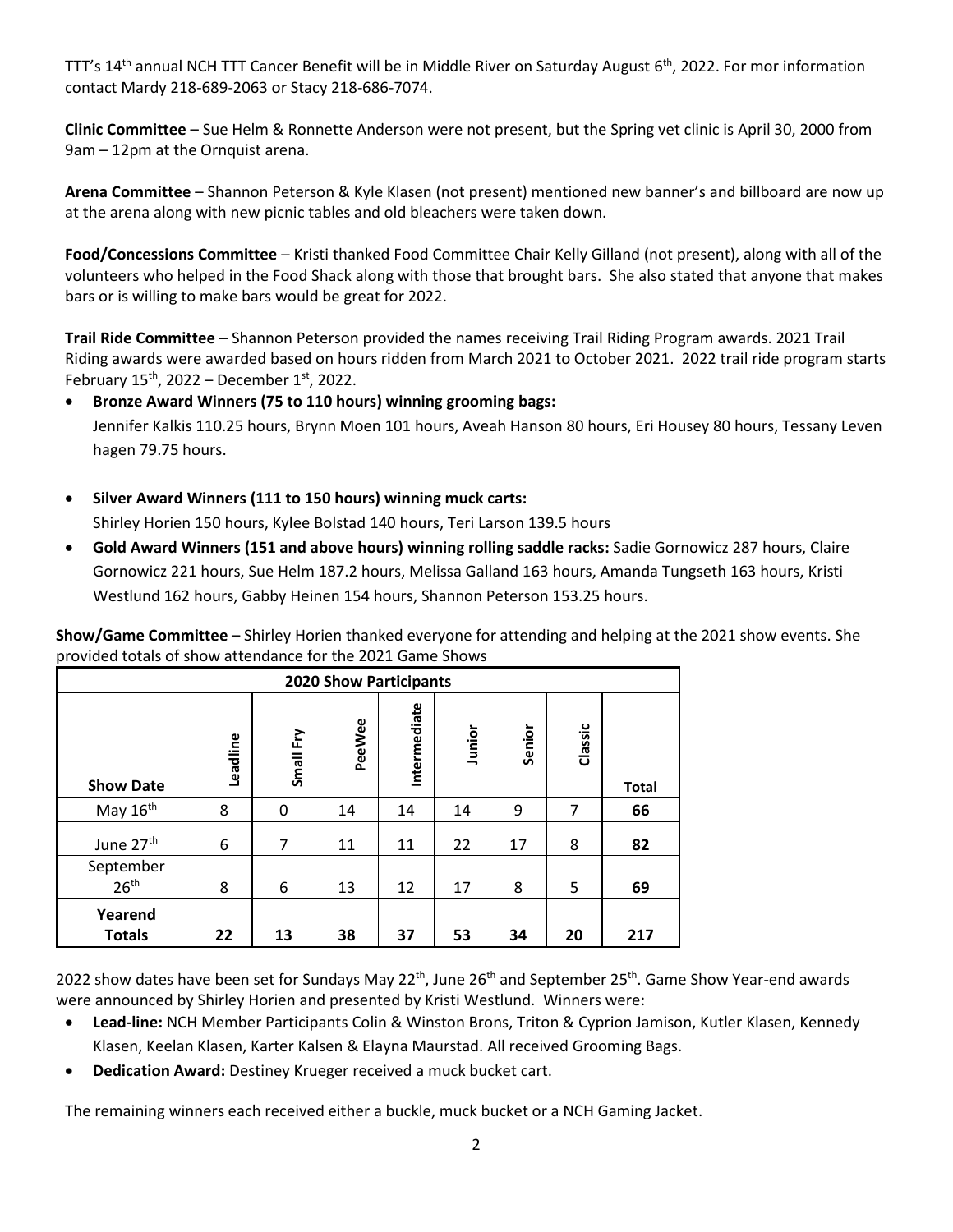TTT's 14th annual NCH TTT Cancer Benefit will be in Middle River on Saturday August 6th, 2022. For mor information contact Mardy 218-689-2063 or Stacy 218-686-7074.

**Clinic Committee** – Sue Helm & Ronnette Anderson were not present, but the Spring vet clinic is April 30, 2000 from 9am – 12pm at the Ornquist arena.

**Arena Committee** – Shannon Peterson & Kyle Klasen (not present) mentioned new banner's and billboard are now up at the arena along with new picnic tables and old bleachers were taken down.

**Food/Concessions Committee** – Kristi thanked Food Committee Chair Kelly Gilland (not present), along with all of the volunteers who helped in the Food Shack along with those that brought bars. She also stated that anyone that makes bars or is willing to make bars would be great for 2022.

**Trail Ride Committee** – Shannon Peterson provided the names receiving Trail Riding Program awards. 2021 Trail Riding awards were awarded based on hours ridden from March 2021 to October 2021. 2022 trail ride program starts February 15th, 2022 – December 1st, 2022.

- **Bronze Award Winners (75 to 110 hours) winning grooming bags:** Jennifer Kalkis 110.25 hours, Brynn Moen 101 hours, Aveah Hanson 80 hours, Eri Housey 80 hours, Tessany Leven hagen 79.75 hours.
- **Silver Award Winners (111 to 150 hours) winning muck carts:** Shirley Horien 150 hours, Kylee Bolstad 140 hours, Teri Larson 139.5 hours
- **Gold Award Winners (151 and above hours) winning rolling saddle racks:** Sadie Gornowicz 287 hours, Claire Gornowicz 221 hours, Sue Helm 187.2 hours, Melissa Galland 163 hours, Amanda Tungseth 163 hours, Kristi Westlund 162 hours, Gabby Heinen 154 hours, Shannon Peterson 153.25 hours.

**Show/Game Committee** – Shirley Horien thanked everyone for attending and helping at the 2021 show events. She provided totals of show attendance for the 2021 Game Shows

| 2020 Show Participants | | | | | | | | |
|---|---|---|---|---|---|---|---|---|
| **Show Date** | **Leadline** | **Small Fry** | **PeeWee** | **Intermediate** | **Junior** | **Senior** | **Classic** | **Total** |
| May 16th | 8 | 0 | 14 | 14 | 14 | 9 | 7 | **66** |
| June 27th | 6 | 7 | 11 | 11 | 22 | 17 | 8 | **82** |
| September 26th | 8 | 6 | 13 | 12 | 17 | 8 | 5 | **69** |
| **Yearend Totals** | **22** | **13** | **38** | **37** | **53** | **34** | **20** | **217** |

2022 show dates have been set for Sundays May 22nd, June 26th and September 25th. Game Show Year-end awards were announced by Shirley Horien and presented by Kristi Westlund. Winners were:

- **Lead-line:** NCH Member Participants Colin & Winston Brons, Triton & Cyprion Jamison, Kutler Klasen, Kennedy Klasen, Keelan Klasen, Karter Kalsen & Elayna Maurstad. All received Grooming Bags.
- **Dedication Award:** Destiney Krueger received a muck bucket cart.

The remaining winners each received either a buckle, muck bucket or a NCH Gaming Jacket.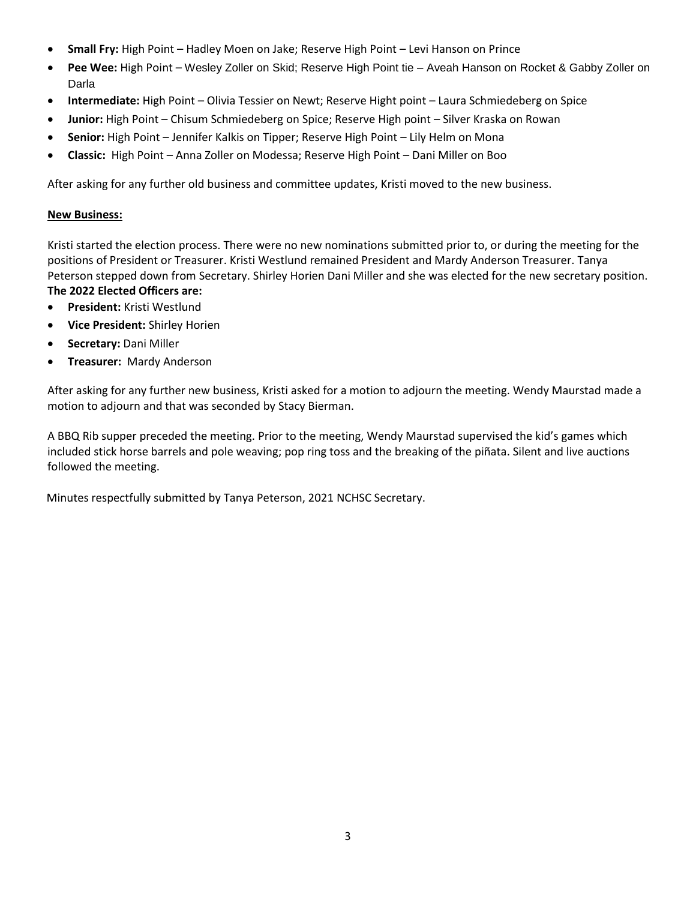- **Small Fry:** High Point – Hadley Moen on Jake; Reserve High Point – Levi Hanson on Prince
- **Pee Wee:** High Point – Wesley Zoller on Skid; Reserve High Point tie – Aveah Hanson on Rocket & Gabby Zoller on Darla
- **Intermediate:** High Point – Olivia Tessier on Newt; Reserve Hight point – Laura Schmiedeberg on Spice
- **Junior:** High Point – Chisum Schmiedeberg on Spice; Reserve High point – Silver Kraska on Rowan
- **Senior:** High Point – Jennifer Kalkis on Tipper; Reserve High Point – Lily Helm on Mona
- **Classic:** High Point – Anna Zoller on Modessa; Reserve High Point – Dani Miller on Boo

After asking for any further old business and committee updates, Kristi moved to the new business.

**New Business:**

Kristi started the election process. There were no new nominations submitted prior to, or during the meeting for the positions of President or Treasurer. Kristi Westlund remained President and Mardy Anderson Treasurer. Tanya Peterson stepped down from Secretary. Shirley Horien Dani Miller and she was elected for the new secretary position.

**The 2022 Elected Officers are:**

- **President:** Kristi Westlund
- **Vice President:** Shirley Horien
- **Secretary:** Dani Miller
- **Treasurer:** Mardy Anderson

After asking for any further new business, Kristi asked for a motion to adjourn the meeting. Wendy Maurstad made a motion to adjourn and that was seconded by Stacy Bierman.

A BBQ Rib supper preceded the meeting. Prior to the meeting, Wendy Maurstad supervised the kid's games which included stick horse barrels and pole weaving; pop ring toss and the breaking of the piñata. Silent and live auctions followed the meeting.

Minutes respectfully submitted by Tanya Peterson, 2021 NCHSC Secretary.